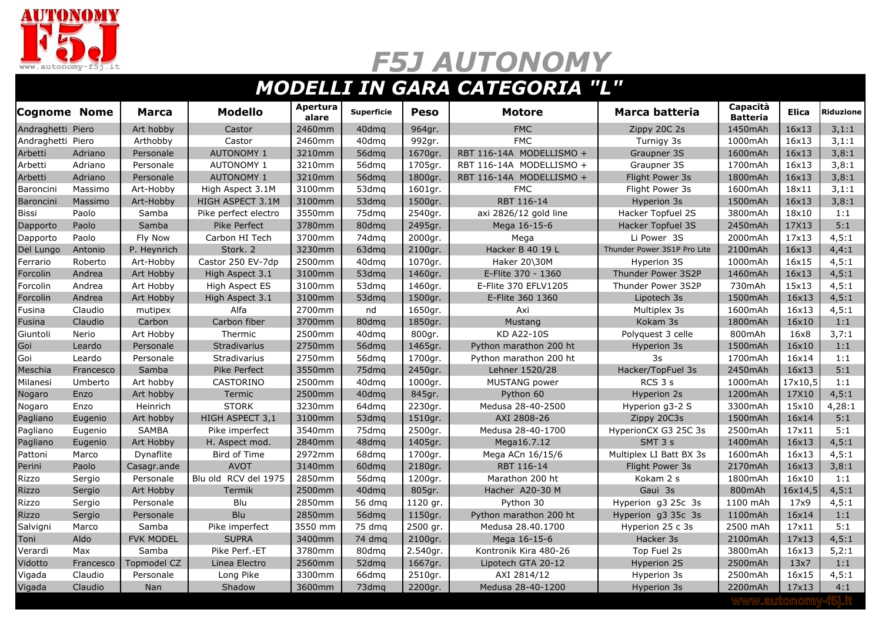# F5J AUTONOMY

## MODELLI IN GARA CATEGORIA "L"

| Cognome | Nome | Marca | Modello | Apertura alare | Superficie | Peso | Motore | Marca batteria | Capacità Batteria | Elica | Riduzione |
|---|---|---|---|---|---|---|---|---|---|---|---|
| Andraghetti | Piero | Art hobby | Castor | 2460mm | 40dmq | 964gr. | FMC | Zippy 20C 2s | 1450mAh | 16x13 | 3,1:1 |
| Andraghetti | Piero | Arthobby | Castor | 2460mm | 40dmq | 992gr. | FMC | Turnigy 3s | 1000mAh | 16x13 | 3,1:1 |
| Arbetti | Adriano | Personale | AUTONOMY 1 | 3210mm | 56dmq | 1670gr. | RBT 116-14A MODELLISMO + | Graupner 3S | 1600mAh | 16x13 | 3,8:1 |
| Arbetti | Adriano | Personale | AUTONOMY 1 | 3210mm | 56dmq | 1705gr. | RBT 116-14A MODELLISMO + | Graupner 3S | 1700mAh | 16x13 | 3,8:1 |
| Arbetti | Adriano | Personale | AUTONOMY 1 | 3210mm | 56dmq | 1800gr. | RBT 116-14A MODELLISMO + | Flight Power 3s | 1800mAh | 16x13 | 3,8:1 |
| Baroncini | Massimo | Art-Hobby | High Aspect 3.1M | 3100mm | 53dmq | 1601gr. | FMC | Flight Power 3s | 1600mAh | 18x11 | 3,1:1 |
| Baroncini | Massimo | Art-Hobby | HIGH ASPECT 3.1M | 3100mm | 53dmq | 1500gr. | RBT 116-14 | Hyperion 3s | 1500mAh | 16x13 | 3,8:1 |
| Bissi | Paolo | Samba | Pike perfect electro | 3550mm | 75dmq | 2540gr. | axi 2826/12 gold line | Hacker Topfuel 2S | 3800mAh | 18x10 | 1:1 |
| Dapporto | Paolo | Samba | Pike Perfect | 3780mm | 80dmq | 2495gr. | Mega 16-15-6 | Hacker Topfuel 3S | 2450mAh | 17X13 | 5:1 |
| Dapporto | Paolo | Fly Now | Carbon HI Tech | 3700mm | 74dmq | 2000gr. | Mega | Li Power 3S | 2000mAh | 17x13 | 4,5:1 |
| Del Lungo | Antonio | P. Heynrich | Stork. 2 | 3230mm | 63dmq | 2100gr. | Hacker B 40 19 L | Thunder Power 3S1P Pro Lite | 2100mAh | 16x13 | 4,4:1 |
| Ferrario | Roberto | Art-Hobby | Castor 250 EV-7dp | 2500mm | 40dmq | 1070gr. | Haker 20\30M | Hyperion 3S | 1000mAh | 16x15 | 4,5:1 |
| Forcolin | Andrea | Art Hobby | High Aspect 3.1 | 3100mm | 53dmq | 1460gr. | E-Flite 370 - 1360 | Thunder Power 3S2P | 1460mAh | 16x13 | 4,5:1 |
| Forcolin | Andrea | Art Hobby | High Aspect ES | 3100mm | 53dmq | 1460gr. | E-Flite 370 EFLV1205 | Thunder Power 3S2P | 730mAh | 15x13 | 4,5:1 |
| Forcolin | Andrea | Art Hobby | High Aspect 3.1 | 3100mm | 53dmq | 1500gr. | E-Flite 360 1360 | Lipotech 3s | 1500mAh | 16x13 | 4,5:1 |
| Fusina | Claudio | mutipex | Alfa | 2700mm | nd | 1650gr. | Axi | Multiplex 3s | 1600mAh | 16x13 | 4,5:1 |
| Fusina | Claudio | Carbon | Carbon fiber | 3700mm | 80dmq | 1850gr. | Mustang | Kokam 3s | 1800mAh | 16x10 | 1:1 |
| Giuntoli | Nerio | Art Hobby | Thermic | 2500mm | 40dmq | 800gr. | KD A22-10S | Polyquest 3 celle | 800mAh | 16x8 | 3,7:1 |
| Goi | Leardo | Personale | Stradivarius | 2750mm | 56dmq | 1465gr. | Python marathon 200 ht | Hyperion 3s | 1500mAh | 16x10 | 1:1 |
| Goi | Leardo | Personale | Stradivarius | 2750mm | 56dmq | 1700gr. | Python marathon 200 ht | 3s | 1700mAh | 16x14 | 1:1 |
| Meschia | Francesco | Samba | Pike Perfect | 3550mm | 75dmq | 2450gr. | Lehner 1520/28 | Hacker/TopFuel 3s | 2450mAh | 16x13 | 5:1 |
| Milanesi | Umberto | Art hobby | CASTORINO | 2500mm | 40dmq | 1000gr. | MUSTANG power | RCS 3 s | 1000mAh | 17x10,5 | 1:1 |
| Nogaro | Enzo | Art hobby | Termic | 2500mm | 40dmq | 845gr. | Python 60 | Hyperion 2s | 1200mAh | 17X10 | 4,5:1 |
| Nogaro | Enzo | Heinrich | STORK | 3230mm | 64dmq | 2230gr. | Medusa 28-40-2500 | Hyperion g3-2 S | 3300mAh | 15x10 | 4,28:1 |
| Pagliano | Eugenio | Art hobby | HIGH ASPECT 3,1 | 3100mm | 53dmq | 1510gr. | AXI 2808-26 | Zippy 20C3s | 1500mAh | 16x14 | 5:1 |
| Pagliano | Eugenio | SAMBA | Pike imperfect | 3540mm | 75dmq | 2500gr. | Medusa 28-40-1700 | HyperionCX G3 25C 3s | 2500mAh | 17x11 | 5:1 |
| Pagliano | Eugenio | Art Hobby | H. Aspect mod. | 2840mm | 48dmq | 1405gr. | Mega16.7.12 | SMT 3 s | 1400mAh | 16x13 | 4,5:1 |
| Pattoni | Marco | Dynaflite | Bird of Time | 2972mm | 68dmq | 1700gr. | Mega ACn 16/15/6 | Multiplex LI Batt BX 3s | 1600mAh | 16x13 | 4,5:1 |
| Perini | Paolo | Casagr.ande | AVOT | 3140mm | 60dmq | 2180gr. | RBT 116-14 | Flight Power 3s | 2170mAh | 16x13 | 3,8:1 |
| Rizzo | Sergio | Personale | Blu old RCV del 1975 | 2850mm | 56dmq | 1200gr. | Marathon 200 ht | Kokam 2 s | 1800mAh | 16x10 | 1:1 |
| Rizzo | Sergio | Art Hobby | Termik | 2500mm | 40dmq | 805gr. | Hacher A20-30 M | Gaui 3s | 800mAh | 16x14,5 | 4,5:1 |
| Rizzo | Sergio | Personale | Blu | 2850mm | 56 dmq | 1120 gr. | Python 30 | Hyperion g3 25c 3s | 1100 mAh | 17x9 | 4,5:1 |
| Rizzo | Sergio | Personale | Blu | 2850mm | 56dmq | 1150gr. | Python marathon 200 ht | Hyperion g3 35c 3s | 1100mAh | 16x14 | 1:1 |
| Salvigni | Marco | Samba | Pike imperfect | 3550 mm | 75 dmq | 2500 gr. | Medusa 28.40.1700 | Hyperion 25 c 3s | 2500 mAh | 17x11 | 5:1 |
| Toni | Aldo | FVK MODEL | SUPRA | 3400mm | 74 dmq | 2100gr. | Mega 16-15-6 | Hacker 3s | 2100mAh | 17x13 | 4,5:1 |
| Verardi | Max | Samba | Pike Perf.-ET | 3780mm | 80dmq | 2.540gr. | Kontronik Kira 480-26 | Top Fuel 2s | 3800mAh | 16x13 | 5,2:1 |
| Vidotto | Francesco | Topmodel CZ | Linea Electro | 2560mm | 52dmq | 1667gr. | Lipotech GTA 20-12 | Hyperion 2S | 2500mAh | 13x7 | 1:1 |
| Vigada | Claudio | Personale | Long Pike | 3300mm | 66dmq | 2510gr. | AXI 2814/12 | Hyperion 3s | 2500mAh | 16x15 | 4,5:1 |
| Vigada | Claudio | Nan | Shadow | 3600mm | 73dmq | 2200gr. | Medusa 28-40-1200 | Hyperion 3s | 2200mAh | 17x13 | 4:1 |

www.autonomy-f5j.it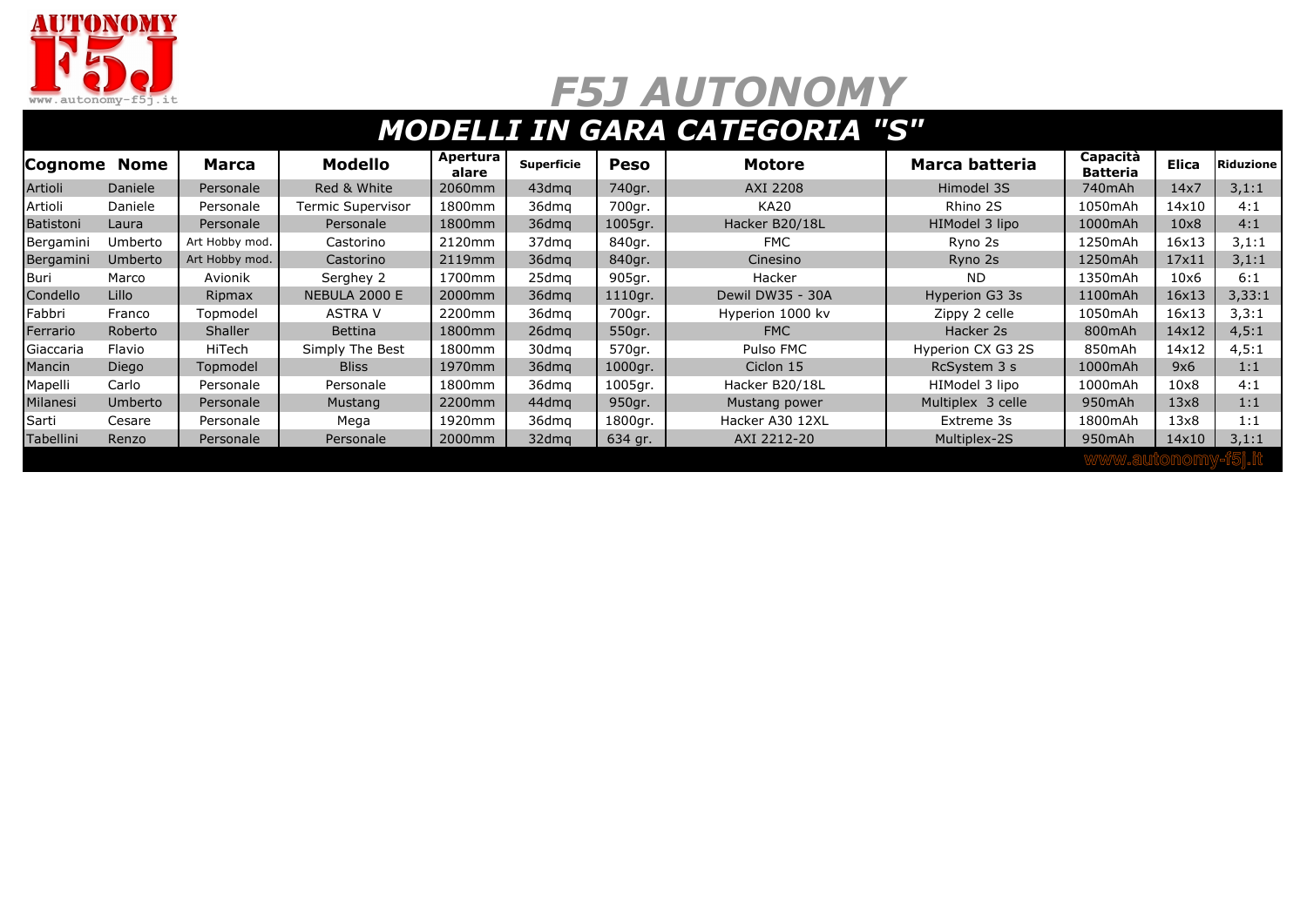AUTONOMY F5J www.autonomy-f5j.it

# F5J AUTONOMY

## MODELLI IN GARA CATEGORIA "S"

| Cognome | Nome | Marca | Modello | Apertura alare | Superficie | Peso | Motore | Marca batteria | Capacità Batteria | Elica | Riduzione |
|---|---|---|---|---|---|---|---|---|---|---|---|
| Artioli | Daniele | Personale | Red & White | 2060mm | 43dmq | 740gr. | AXI 2208 | Himodel 3S | 740mAh | 14x7 | 3,1:1 |
| Artioli | Daniele | Personale | Termic Supervisor | 1800mm | 36dmq | 700gr. | KA20 | Rhino 2S | 1050mAh | 14x10 | 4:1 |
| Batistoni | Laura | Personale | Personale | 1800mm | 36dmq | 1005gr. | Hacker B20/18L | HIModel 3 lipo | 1000mAh | 10x8 | 4:1 |
| Bergamini | Umberto | Art Hobby mod. | Castorino | 2120mm | 37dmq | 840gr. | FMC | Ryno 2s | 1250mAh | 16x13 | 3,1:1 |
| Bergamini | Umberto | Art Hobby mod. | Castorino | 2119mm | 36dmq | 840gr. | Cinesino | Ryno 2s | 1250mAh | 17x11 | 3,1:1 |
| Buri | Marco | Avionik | Serghey 2 | 1700mm | 25dmq | 905gr. | Hacker | ND | 1350mAh | 10x6 | 6:1 |
| Condello | Lillo | Ripmax | NEBULA 2000 E | 2000mm | 36dmq | 1110gr. | Dewil DW35 - 30A | Hyperion G3 3s | 1100mAh | 16x13 | 3,33:1 |
| Fabbri | Franco | Topmodel | ASTRA V | 2200mm | 36dmq | 700gr. | Hyperion 1000 kv | Zippy 2 celle | 1050mAh | 16x13 | 3,3:1 |
| Ferrario | Roberto | Shaller | Bettina | 1800mm | 26dmq | 550gr. | FMC | Hacker 2s | 800mAh | 14x12 | 4,5:1 |
| Giaccaria | Flavio | HiTech | Simply The Best | 1800mm | 30dmq | 570gr. | Pulso FMC | Hyperion CX G3 2S | 850mAh | 14x12 | 4,5:1 |
| Mancin | Diego | Topmodel | Bliss | 1970mm | 36dmq | 1000gr. | Ciclon 15 | RcSystem 3 s | 1000mAh | 9x6 | 1:1 |
| Mapelli | Carlo | Personale | Personale | 1800mm | 36dmq | 1005gr. | Hacker B20/18L | HIModel 3 lipo | 1000mAh | 10x8 | 4:1 |
| Milanesi | Umberto | Personale | Mustang | 2200mm | 44dmq | 950gr. | Mustang power | Multiplex 3 celle | 950mAh | 13x8 | 1:1 |
| Sarti | Cesare | Personale | Mega | 1920mm | 36dmq | 1800gr. | Hacker A30 12XL | Extreme 3s | 1800mAh | 13x8 | 1:1 |
| Tabellini | Renzo | Personale | Personale | 2000mm | 32dmq | 634 gr. | AXI 2212-20 | Multiplex-2S | 950mAh | 14x10 | 3,1:1 |

www.autonomy-f5j.it